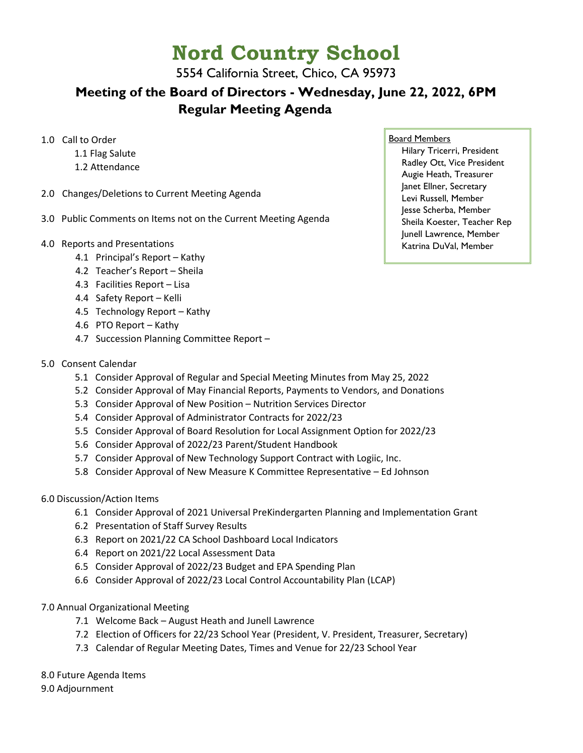# Nord Country School

5554 California Street, Chico, CA 95973

## Meeting of the Board of Directors - Wednesday, June 22, 2022, 6PM

## Regular Meeting Agenda

Board Members

- Hilary Tricerri, President
- Radley Ott, Vice President
- Augie Heath, Treasurer
- Janet Ellner, Secretary
- Levi Russell, Member
- Jesse Scherba, Member
- Sheila Koester, Teacher Rep
- Junell Lawrence, Member
- Katrina DuVal, Member

1.0 Call to Order
- 1.1 Flag Salute
- 1.2 Attendance

2.0 Changes/Deletions to Current Meeting Agenda

3.0 Public Comments on Items not on the Current Meeting Agenda

4.0 Reports and Presentations
- 4.1 Principal's Report – Kathy
- 4.2 Teacher's Report – Sheila
- 4.3 Facilities Report – Lisa
- 4.4 Safety Report – Kelli
- 4.5 Technology Report – Kathy
- 4.6 PTO Report – Kathy
- 4.7 Succession Planning Committee Report –

5.0 Consent Calendar
- 5.1 Consider Approval of Regular and Special Meeting Minutes from May 25, 2022
- 5.2 Consider Approval of May Financial Reports, Payments to Vendors, and Donations
- 5.3 Consider Approval of New Position – Nutrition Services Director
- 5.4 Consider Approval of Administrator Contracts for 2022/23
- 5.5 Consider Approval of Board Resolution for Local Assignment Option for 2022/23
- 5.6 Consider Approval of 2022/23 Parent/Student Handbook
- 5.7 Consider Approval of New Technology Support Contract with Logiic, Inc.
- 5.8 Consider Approval of New Measure K Committee Representative – Ed Johnson

6.0 Discussion/Action Items
- 6.1 Consider Approval of 2021 Universal PreKindergarten Planning and Implementation Grant
- 6.2 Presentation of Staff Survey Results
- 6.3 Report on 2021/22 CA School Dashboard Local Indicators
- 6.4 Report on 2021/22 Local Assessment Data
- 6.5 Consider Approval of 2022/23 Budget and EPA Spending Plan
- 6.6 Consider Approval of 2022/23 Local Control Accountability Plan (LCAP)

7.0 Annual Organizational Meeting
- 7.1 Welcome Back – August Heath and Junell Lawrence
- 7.2 Election of Officers for 22/23 School Year (President, V. President, Treasurer, Secretary)
- 7.3 Calendar of Regular Meeting Dates, Times and Venue for 22/23 School Year

8.0 Future Agenda Items

9.0 Adjournment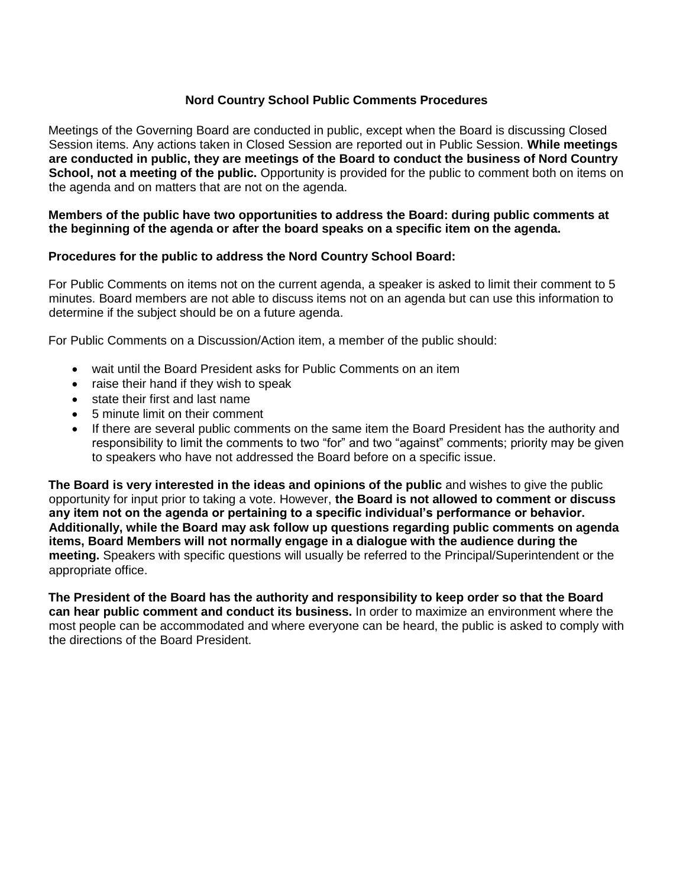# Nord Country School Public Comments Procedures

Meetings of the Governing Board are conducted in public, except when the Board is discussing Closed Session items. Any actions taken in Closed Session are reported out in Public Session. **While meetings are conducted in public, they are meetings of the Board to conduct the business of Nord Country School, not a meeting of the public.** Opportunity is provided for the public to comment both on items on the agenda and on matters that are not on the agenda.

**Members of the public have two opportunities to address the Board: during public comments at the beginning of the agenda or after the board speaks on a specific item on the agenda.**

**Procedures for the public to address the Nord Country School Board:**

For Public Comments on items not on the current agenda, a speaker is asked to limit their comment to 5 minutes. Board members are not able to discuss items not on an agenda but can use this information to determine if the subject should be on a future agenda.

For Public Comments on a Discussion/Action item, a member of the public should:

- wait until the Board President asks for Public Comments on an item
- raise their hand if they wish to speak
- state their first and last name
- 5 minute limit on their comment
- If there are several public comments on the same item the Board President has the authority and responsibility to limit the comments to two "for" and two "against" comments; priority may be given to speakers who have not addressed the Board before on a specific issue.

**The Board is very interested in the ideas and opinions of the public** and wishes to give the public opportunity for input prior to taking a vote. However, **the Board is not allowed to comment or discuss any item not on the agenda or pertaining to a specific individual's performance or behavior. Additionally, while the Board may ask follow up questions regarding public comments on agenda items, Board Members will not normally engage in a dialogue with the audience during the meeting.** Speakers with specific questions will usually be referred to the Principal/Superintendent or the appropriate office.

**The President of the Board has the authority and responsibility to keep order so that the Board can hear public comment and conduct its business.** In order to maximize an environment where the most people can be accommodated and where everyone can be heard, the public is asked to comply with the directions of the Board President.